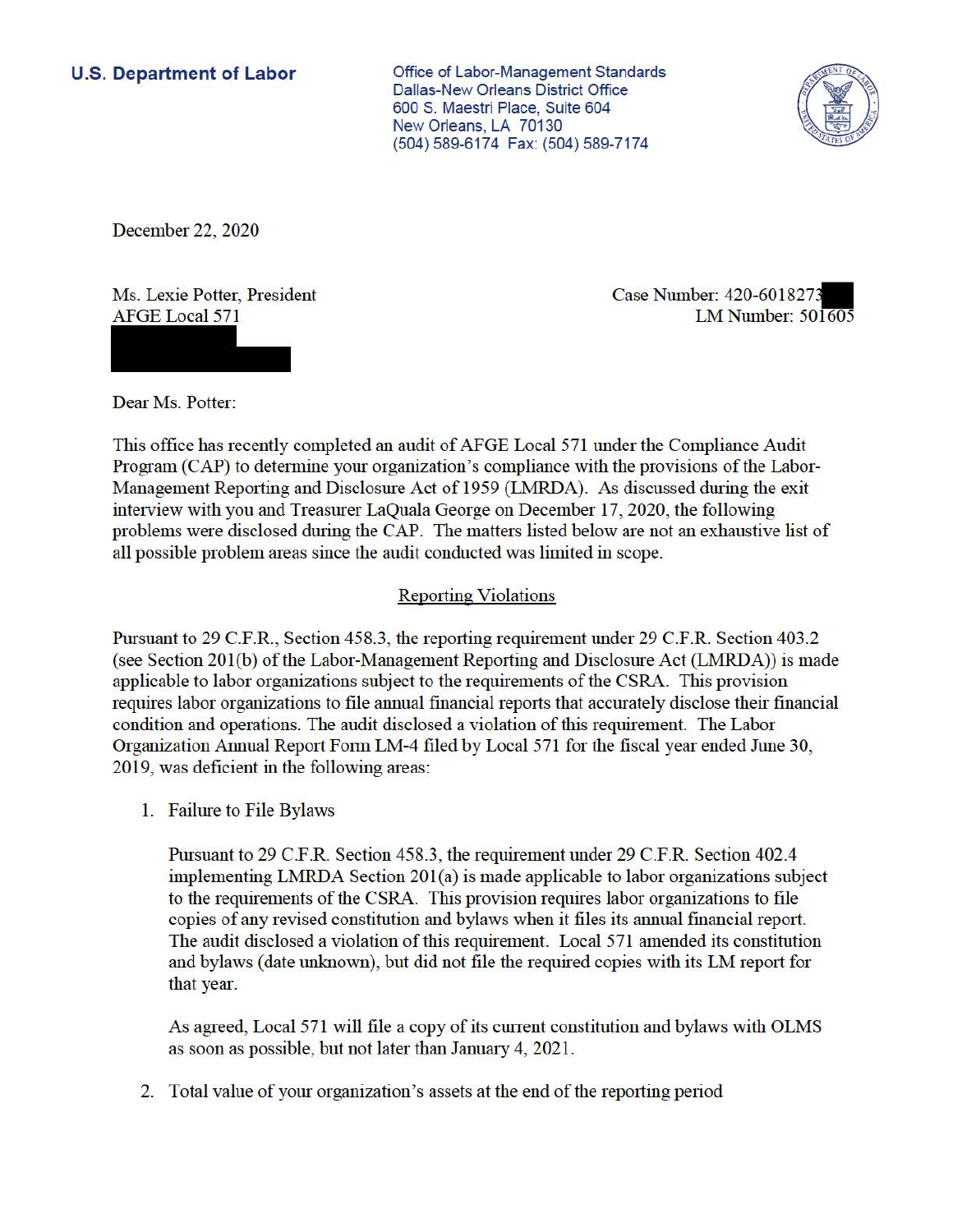**U.S. Department of Labor**

Office of Labor-Management Standards
Dallas-New Orleans District Office
600 S. Maestri Place, Suite 604
New Orleans, LA 70130
(504) 589-6174 Fax: (504) 589-7174

December 22, 2020

Ms. Lexie Potter, President
AFGE Local 571

Case Number: 420-6018273
LM Number: 501605

Dear Ms. Potter:

This office has recently completed an audit of AFGE Local 571 under the Compliance Audit Program (CAP) to determine your organization's compliance with the provisions of the Labor-Management Reporting and Disclosure Act of 1959 (LMRDA). As discussed during the exit interview with you and Treasurer LaQuala George on December 17, 2020, the following problems were disclosed during the CAP. The matters listed below are not an exhaustive list of all possible problem areas since the audit conducted was limited in scope.

## Reporting Violations

Pursuant to 29 C.F.R., Section 458.3, the reporting requirement under 29 C.F.R. Section 403.2 (see Section 201(b) of the Labor-Management Reporting and Disclosure Act (LMRDA)) is made applicable to labor organizations subject to the requirements of the CSRA. This provision requires labor organizations to file annual financial reports that accurately disclose their financial condition and operations. The audit disclosed a violation of this requirement. The Labor Organization Annual Report Form LM-4 filed by Local 571 for the fiscal year ended June 30, 2019, was deficient in the following areas:

1. Failure to File Bylaws

   Pursuant to 29 C.F.R. Section 458.3, the requirement under 29 C.F.R. Section 402.4 implementing LMRDA Section 201(a) is made applicable to labor organizations subject to the requirements of the CSRA. This provision requires labor organizations to file copies of any revised constitution and bylaws when it files its annual financial report. The audit disclosed a violation of this requirement. Local 571 amended its constitution and bylaws (date unknown), but did not file the required copies with its LM report for that year.

   As agreed, Local 571 will file a copy of its current constitution and bylaws with OLMS as soon as possible, but not later than January 4, 2021.

2. Total value of your organization's assets at the end of the reporting period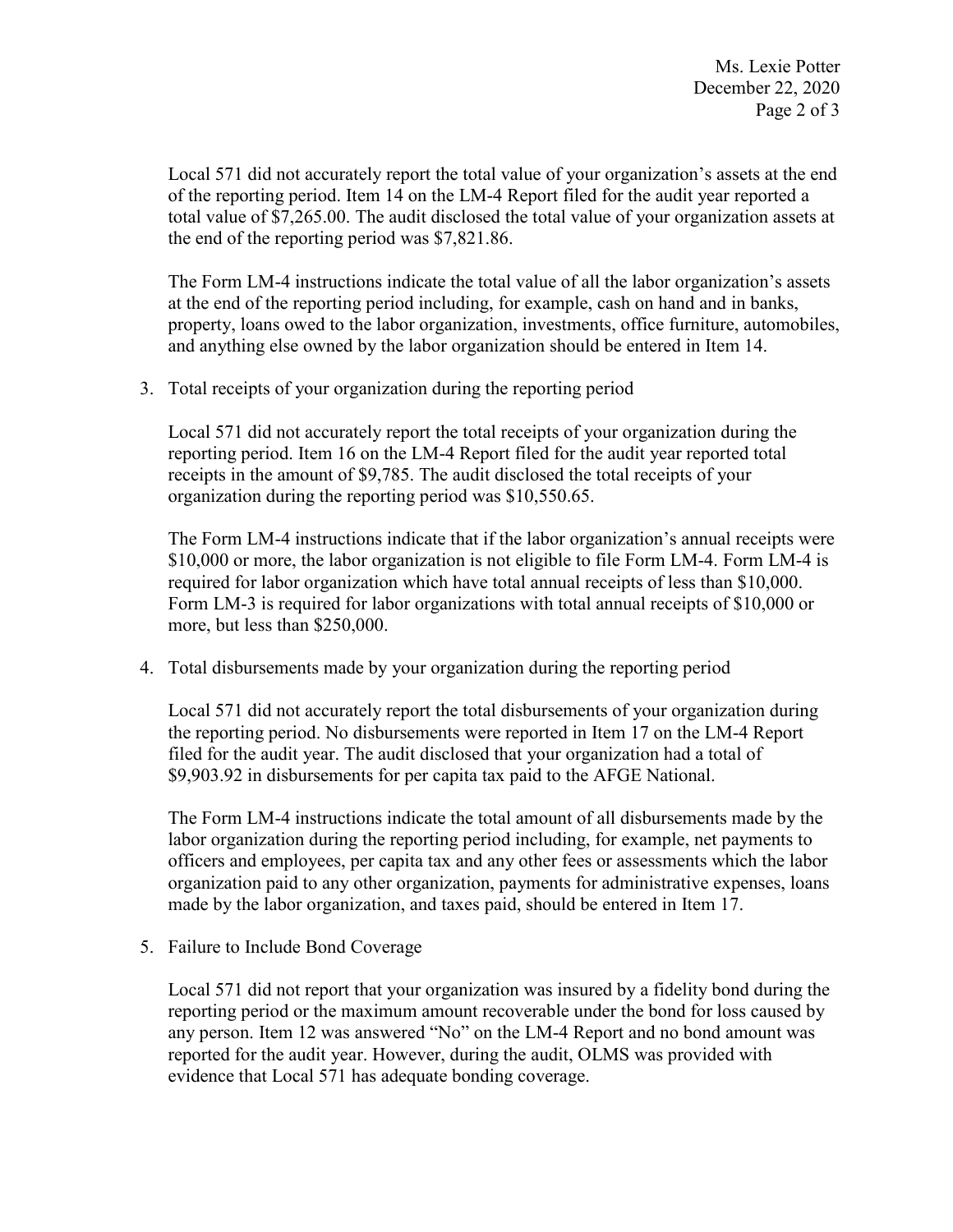Local 571 did not accurately report the total value of your organization's assets at the end of the reporting period. Item 14 on the LM-4 Report filed for the audit year reported a total value of $7,265.00. The audit disclosed the total value of your organization assets at the end of the reporting period was $7,821.86.

The Form LM-4 instructions indicate the total value of all the labor organization's assets at the end of the reporting period including, for example, cash on hand and in banks, property, loans owed to the labor organization, investments, office furniture, automobiles, and anything else owned by the labor organization should be entered in Item 14.

3. Total receipts of your organization during the reporting period

   Local 571 did not accurately report the total receipts of your organization during the reporting period. Item 16 on the LM-4 Report filed for the audit year reported total receipts in the amount of $9,785. The audit disclosed the total receipts of your organization during the reporting period was $10,550.65.

   The Form LM-4 instructions indicate that if the labor organization's annual receipts were $10,000 or more, the labor organization is not eligible to file Form LM-4. Form LM-4 is required for labor organization which have total annual receipts of less than $10,000. Form LM-3 is required for labor organizations with total annual receipts of $10,000 or more, but less than $250,000.

4. Total disbursements made by your organization during the reporting period

   Local 571 did not accurately report the total disbursements of your organization during the reporting period. No disbursements were reported in Item 17 on the LM-4 Report filed for the audit year. The audit disclosed that your organization had a total of $9,903.92 in disbursements for per capita tax paid to the AFGE National.

   The Form LM-4 instructions indicate the total amount of all disbursements made by the labor organization during the reporting period including, for example, net payments to officers and employees, per capita tax and any other fees or assessments which the labor organization paid to any other organization, payments for administrative expenses, loans made by the labor organization, and taxes paid, should be entered in Item 17.

5. Failure to Include Bond Coverage

   Local 571 did not report that your organization was insured by a fidelity bond during the reporting period or the maximum amount recoverable under the bond for loss caused by any person. Item 12 was answered "No" on the LM-4 Report and no bond amount was reported for the audit year. However, during the audit, OLMS was provided with evidence that Local 571 has adequate bonding coverage.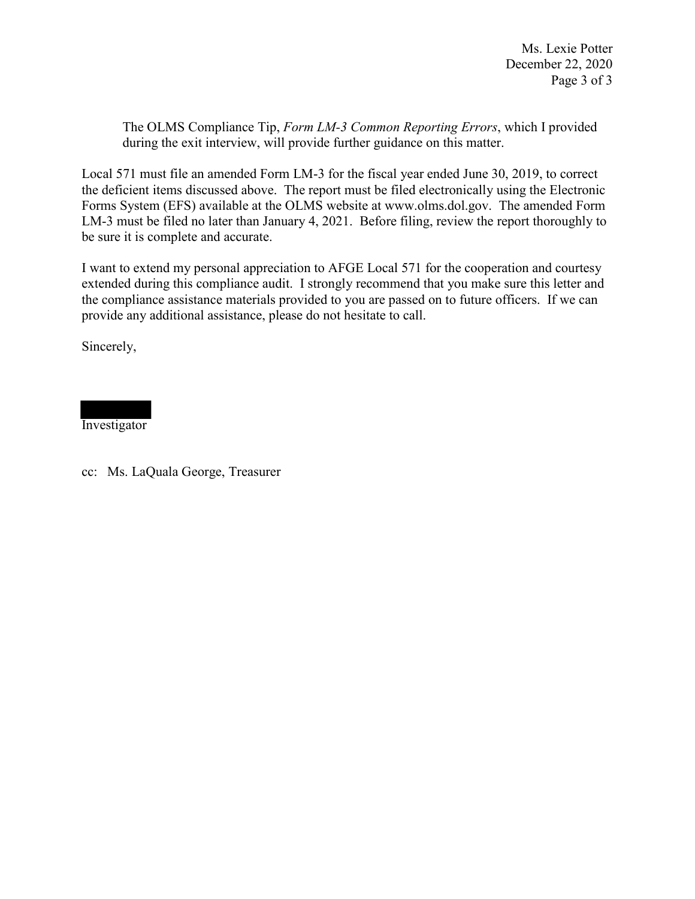The OLMS Compliance Tip, *Form LM-3 Common Reporting Errors*, which I provided during the exit interview, will provide further guidance on this matter.

Local 571 must file an amended Form LM-3 for the fiscal year ended June 30, 2019, to correct the deficient items discussed above. The report must be filed electronically using the Electronic Forms System (EFS) available at the OLMS website at www.olms.dol.gov. The amended Form LM-3 must be filed no later than January 4, 2021. Before filing, review the report thoroughly to be sure it is complete and accurate.

I want to extend my personal appreciation to AFGE Local 571 for the cooperation and courtesy extended during this compliance audit. I strongly recommend that you make sure this letter and the compliance assistance materials provided to you are passed on to future officers. If we can provide any additional assistance, please do not hesitate to call.

Sincerely,

Investigator

cc: Ms. LaQuala George, Treasurer